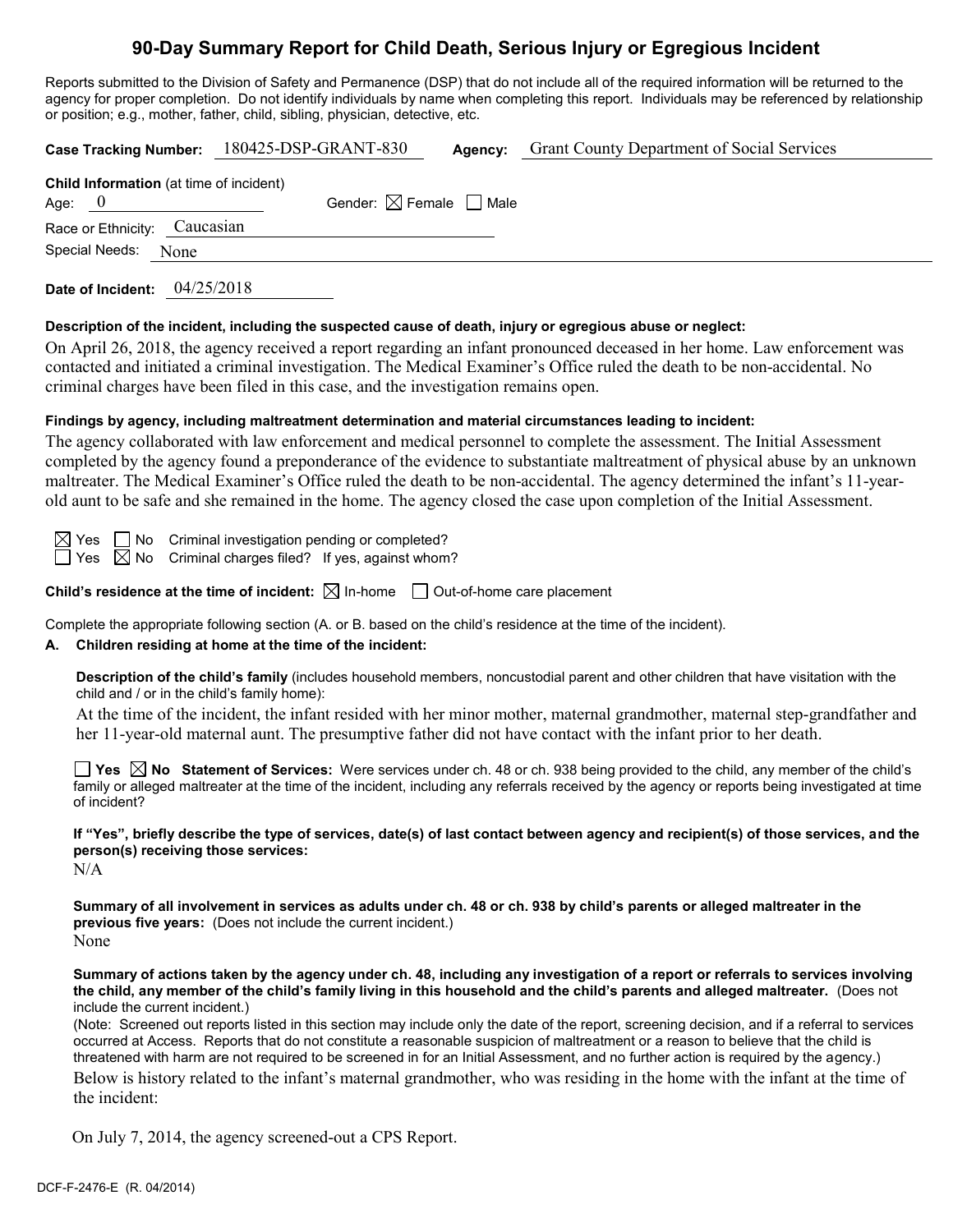# 90-Day Summary Report for Child Death, Serious Injury or Egregious Incident

Reports submitted to the Division of Safety and Permanence (DSP) that do not include all of the required information will be returned to the agency for proper completion. Do not identify individuals by name when completing this report. Individuals may be referenced by relationship or position; e.g., mother, father, child, sibling, physician, detective, etc.

**Case Tracking Number:** 180425-DSP-GRANT-830 **Agency:** Grant County Department of Social Services

**Child Information** (at time of incident)

Age: 0 Gender: ☒ Female ☐ Male

Race or Ethnicity: Caucasian

Special Needs: None

**Date of Incident:** 04/25/2018

**Description of the incident, including the suspected cause of death, injury or egregious abuse or neglect:**

On April 26, 2018, the agency received a report regarding an infant pronounced deceased in her home. Law enforcement was contacted and initiated a criminal investigation. The Medical Examiner's Office ruled the death to be non-accidental. No criminal charges have been filed in this case, and the investigation remains open.

**Findings by agency, including maltreatment determination and material circumstances leading to incident:**

The agency collaborated with law enforcement and medical personnel to complete the assessment. The Initial Assessment completed by the agency found a preponderance of the evidence to substantiate maltreatment of physical abuse by an unknown maltreater. The Medical Examiner's Office ruled the death to be non-accidental. The agency determined the infant's 11-year-old aunt to be safe and she remained in the home. The agency closed the case upon completion of the Initial Assessment.

☒ Yes ☐ No Criminal investigation pending or completed?

☐ Yes ☒ No Criminal charges filed? If yes, against whom?

**Child's residence at the time of incident:** ☒ In-home ☐ Out-of-home care placement

Complete the appropriate following section (A. or B. based on the child's residence at the time of the incident).

**A. Children residing at home at the time of the incident:**

**Description of the child's family** (includes household members, noncustodial parent and other children that have visitation with the child and / or in the child's family home):

At the time of the incident, the infant resided with her minor mother, maternal grandmother, maternal step-grandfather and her 11-year-old maternal aunt. The presumptive father did not have contact with the infant prior to her death.

☐ **Yes** ☒ **No Statement of Services:** Were services under ch. 48 or ch. 938 being provided to the child, any member of the child's family or alleged maltreater at the time of the incident, including any referrals received by the agency or reports being investigated at time of incident?

**If "Yes", briefly describe the type of services, date(s) of last contact between agency and recipient(s) of those services, and the person(s) receiving those services:**

N/A

**Summary of all involvement in services as adults under ch. 48 or ch. 938 by child's parents or alleged maltreater in the previous five years:** (Does not include the current incident.)

None

**Summary of actions taken by the agency under ch. 48, including any investigation of a report or referrals to services involving the child, any member of the child's family living in this household and the child's parents and alleged maltreater.** (Does not include the current incident.)

(Note: Screened out reports listed in this section may include only the date of the report, screening decision, and if a referral to services occurred at Access. Reports that do not constitute a reasonable suspicion of maltreatment or a reason to believe that the child is threatened with harm are not required to be screened in for an Initial Assessment, and no further action is required by the agency.)

Below is history related to the infant's maternal grandmother, who was residing in the home with the infant at the time of the incident:

On July 7, 2014, the agency screened-out a CPS Report.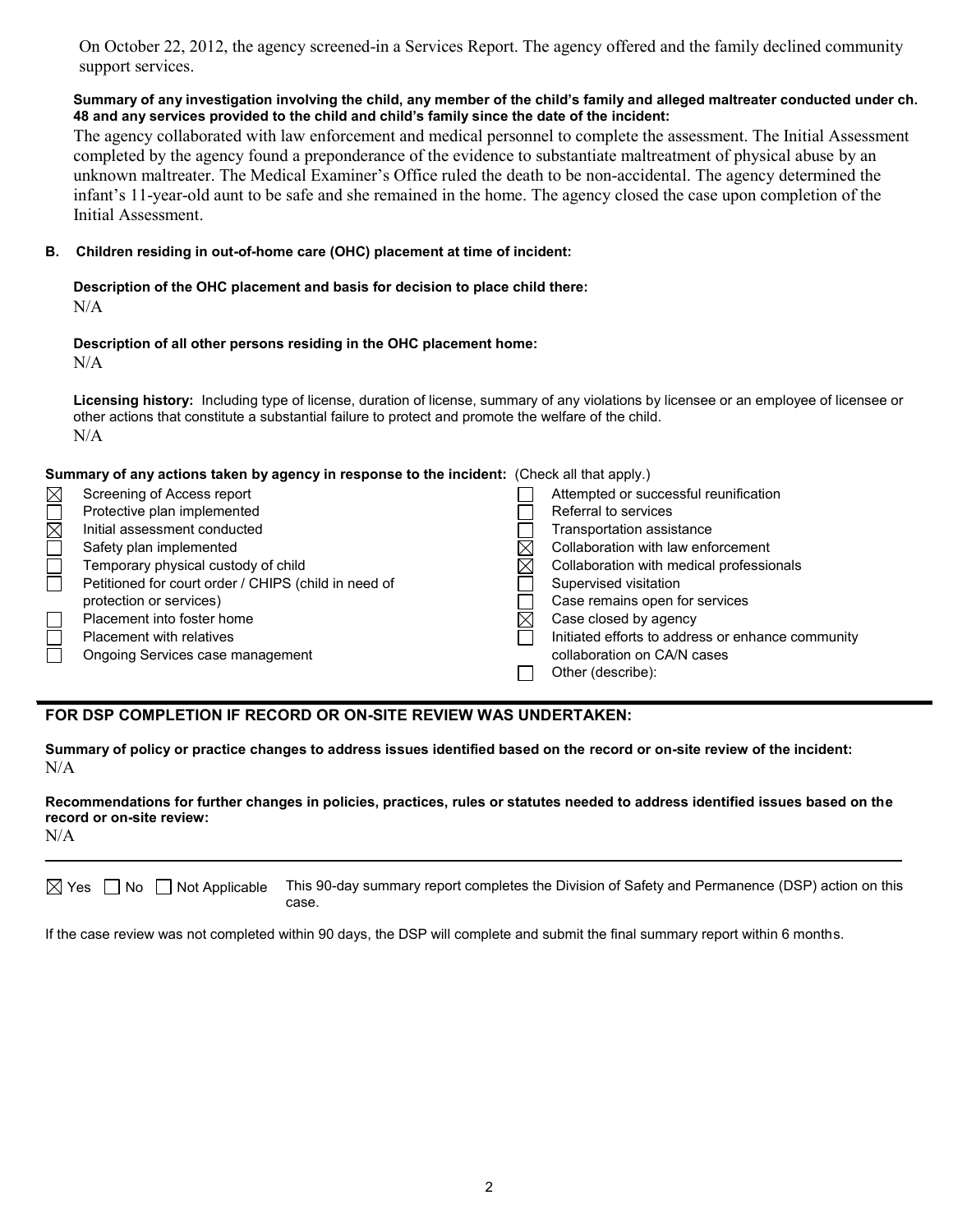On October 22, 2012, the agency screened-in a Services Report. The agency offered and the family declined community support services.

**Summary of any investigation involving the child, any member of the child's family and alleged maltreater conducted under ch. 48 and any services provided to the child and child's family since the date of the incident:**

The agency collaborated with law enforcement and medical personnel to complete the assessment. The Initial Assessment completed by the agency found a preponderance of the evidence to substantiate maltreatment of physical abuse by an unknown maltreater. The Medical Examiner's Office ruled the death to be non-accidental. The agency determined the infant's 11-year-old aunt to be safe and she remained in the home. The agency closed the case upon completion of the Initial Assessment.

**B. Children residing in out-of-home care (OHC) placement at time of incident:**

**Description of the OHC placement and basis for decision to place child there:**

N/A

**Description of all other persons residing in the OHC placement home:**

N/A

**Licensing history:** Including type of license, duration of license, summary of any violations by licensee or an employee of licensee or other actions that constitute a substantial failure to protect and promote the welfare of the child.

N/A

**Summary of any actions taken by agency in response to the incident:** (Check all that apply.)

- ☒ Screening of Access report
- ☐ Protective plan implemented
- ☒ Initial assessment conducted
- ☐ Safety plan implemented
- ☐ Temporary physical custody of child
- ☐ Petitioned for court order / CHIPS (child in need of protection or services)
- ☐ Placement into foster home
- ☐ Placement with relatives
- ☐ Ongoing Services case management
- ☐ Attempted or successful reunification
- ☐ Referral to services
- ☐ Transportation assistance
- ☒ Collaboration with law enforcement
- ☒ Collaboration with medical professionals
- ☐ Supervised visitation
- ☐ Case remains open for services
- ☒ Case closed by agency
- ☐ Initiated efforts to address or enhance community collaboration on CA/N cases
- ☐ Other (describe):

## FOR DSP COMPLETION IF RECORD OR ON-SITE REVIEW WAS UNDERTAKEN:

**Summary of policy or practice changes to address issues identified based on the record or on-site review of the incident:**

N/A

**Recommendations for further changes in policies, practices, rules or statutes needed to address identified issues based on the record or on-site review:**

N/A

☒ Yes ☐ No ☐ Not Applicable This 90-day summary report completes the Division of Safety and Permanence (DSP) action on this case.

If the case review was not completed within 90 days, the DSP will complete and submit the final summary report within 6 months.